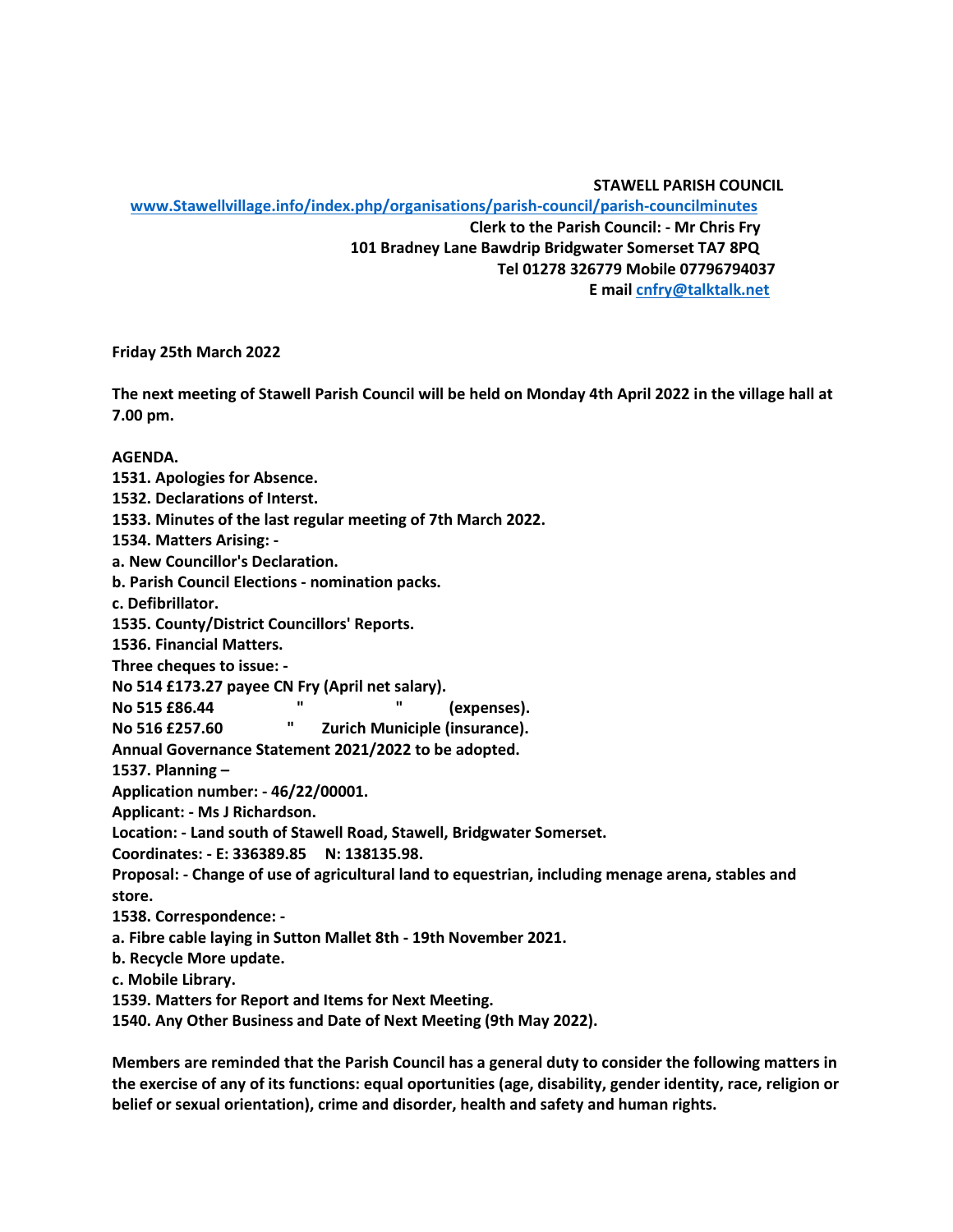**STAWELL PARISH COUNCIL**

**[www.Stawellvillage.info/index.php/organisations/parish-council/parish-councilminutes](www.Stawellvillage.info/index.php/organisations/parish-council/parish-councilminutes)**

**Clerk to the Parish Council: - Mr Chris Fry**

**101 Bradney Lane Bawdrip Bridgwater Somerset TA7 8PQ**

**Tel 01278 326779 Mobile 07796794037**

**E mail [cnfry@talktalk.net](mailto:cnfry@talktalk.net)**

**Friday 25th March 2022**

**The next meeting of Stawell Parish Council will be held on Monday 4th April 2022 in the village hall at 7.00 pm.**

**AGENDA.**

**1531. Apologies for Absence.**

**1532. Declarations of Interst.**

**1533. Minutes of the last regular meeting of 7th March 2022.**

**1534. Matters Arising: -**

**a. New Councillor's Declaration.**

**b. Parish Council Elections - nomination packs.**

**c. Defibrillator.**

**1535. County/District Councillors' Reports.**

**1536. Financial Matters.**

**Three cheques to issue: -**

**No 514 £173.27 payee CN Fry (April net salary).**

**No 515 £86.44 " " (expenses).**

**No 516 £257.60 " Zurich Municiple (insurance).**

**Annual Governance Statement 2021/2022 to be adopted.**

**1537. Planning –**

**Application number: - 46/22/00001.**

**Applicant: - Ms J Richardson.**

**Location: - Land south of Stawell Road, Stawell, Bridgwater Somerset.**

**Coordinates: - E: 336389.85 N: 138135.98.**

**Proposal: - Change of use of agricultural land to equestrian, including menage arena, stables and store.**

**1538. Correspondence: -**

**a. Fibre cable laying in Sutton Mallet 8th - 19th November 2021.**

**b. Recycle More update.**

**c. Mobile Library.**

**1539. Matters for Report and Items for Next Meeting.**

**1540. Any Other Business and Date of Next Meeting (9th May 2022).**

**Members are reminded that the Parish Council has a general duty to consider the following matters in the exercise of any of its functions: equal oportunities (age, disability, gender identity, race, religion or belief or sexual orientation), crime and disorder, health and safety and human rights.**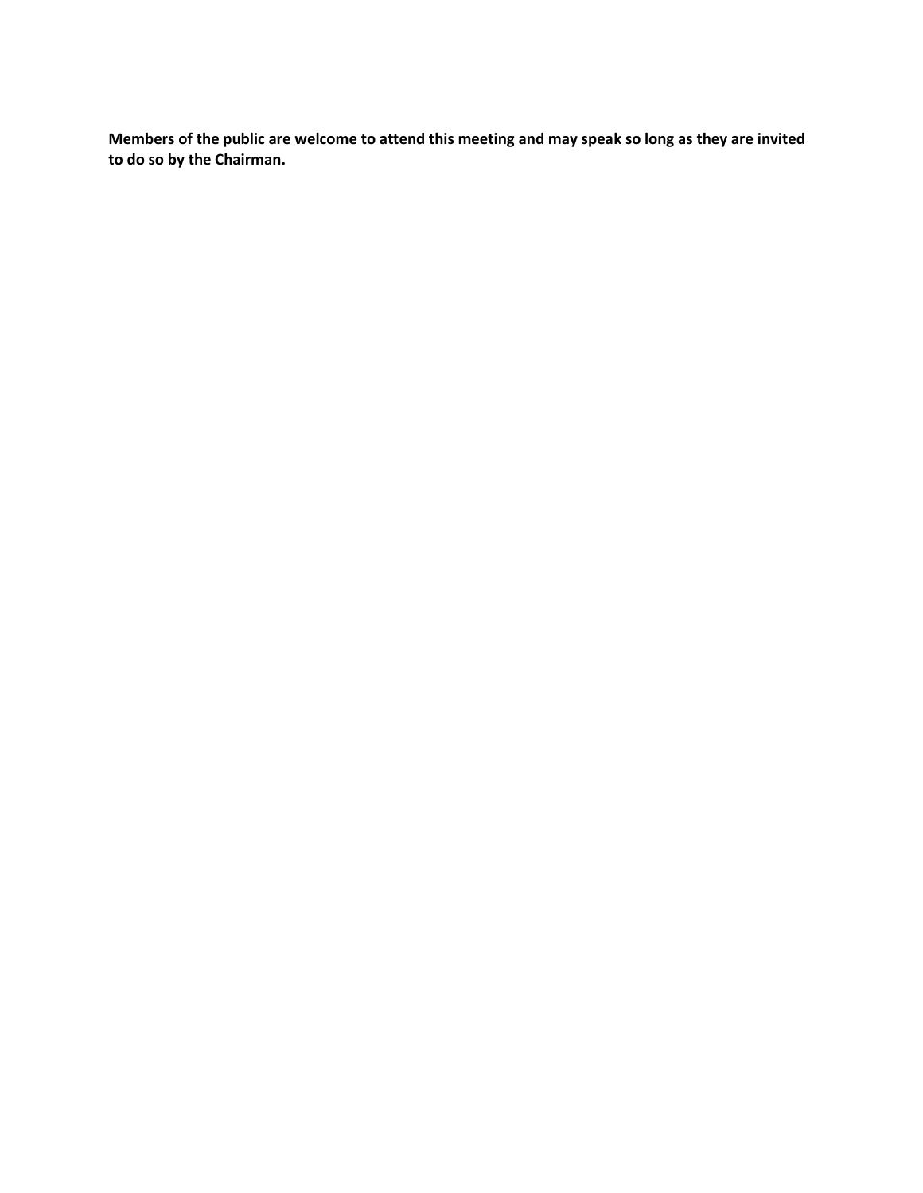**Members of the public are welcome to attend this meeting and may speak so long as they are invited to do so by the Chairman.**